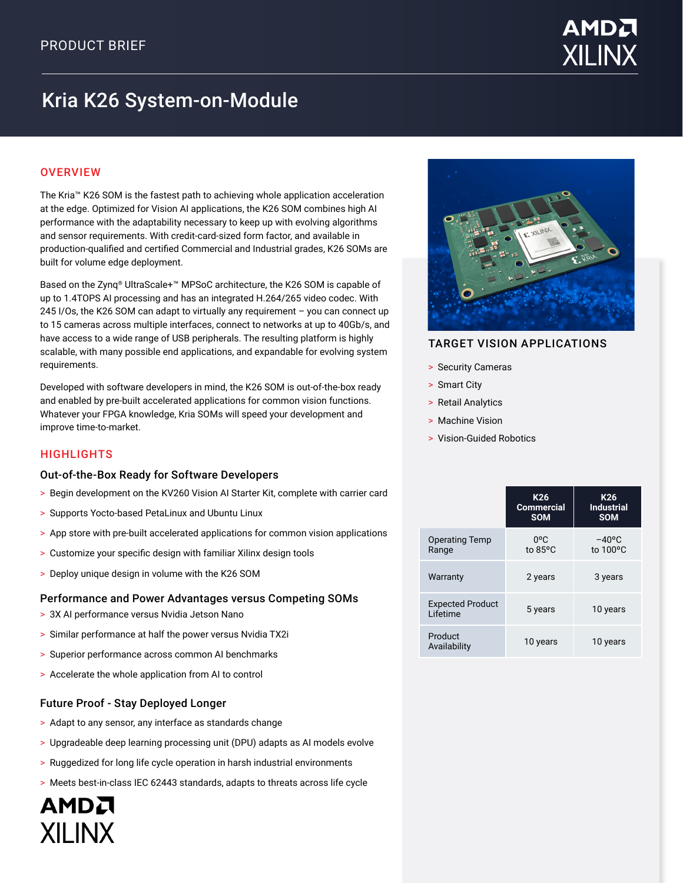PRODUCT BRIEF

# Kria K26 System-on-Module

## OVERVIEW

The Kria™ K26 SOM is the fastest path to achieving whole application acceleration at the edge. Optimized for Vision AI applications, the K26 SOM combines high AI performance with the adaptability necessary to keep up with evolving algorithms and sensor requirements. With credit-card-sized form factor, and available in production-qualified and certified Commercial and Industrial grades, K26 SOMs are built for volume edge deployment.

Based on the Zynq® UltraScale+™ MPSoC architecture, the K26 SOM is capable of up to 1.4TOPS AI processing and has an integrated H.264/265 video codec. With 245 I/Os, the K26 SOM can adapt to virtually any requirement – you can connect up to 15 cameras across multiple interfaces, connect to networks at up to 40Gb/s, and have access to a wide range of USB peripherals. The resulting platform is highly scalable, with many possible end applications, and expandable for evolving system requirements.

Developed with software developers in mind, the K26 SOM is out-of-the-box ready and enabled by pre-built accelerated applications for common vision functions. Whatever your FPGA knowledge, Kria SOMs will speed your development and improve time-to-market.

## HIGHLIGHTS

### Out-of-the-Box Ready for Software Developers

- Begin development on the KV260 Vision AI Starter Kit, complete with carrier card
- Supports Yocto-based PetaLinux and Ubuntu Linux
- App store with pre-built accelerated applications for common vision applications
- Customize your specific design with familiar Xilinx design tools
- Deploy unique design in volume with the K26 SOM

### Performance and Power Advantages versus Competing SOMs

- 3X AI performance versus Nvidia Jetson Nano
- Similar performance at half the power versus Nvidia TX2i
- Superior performance across common AI benchmarks
- Accelerate the whole application from AI to control

### Future Proof - Stay Deployed Longer

- Adapt to any sensor, any interface as standards change
- Upgradeable deep learning processing unit (DPU) adapts as AI models evolve
- Ruggedized for long life cycle operation in harsh industrial environments
- Meets best-in-class IEC 62443 standards, adapts to threats across life cycle

## TARGET VISION APPLICATIONS

- Security Cameras
- Smart City
- Retail Analytics
- Machine Vision
- Vision-Guided Robotics

| | K26 Commercial SOM | K26 Industrial SOM |
|---|---|---|
| Operating Temp Range | 0°C to 85°C | –40°C to 100°C |
| Warranty | 2 years | 3 years |
| Expected Product Lifetime | 5 years | 10 years |
| Product Availability | 10 years | 10 years |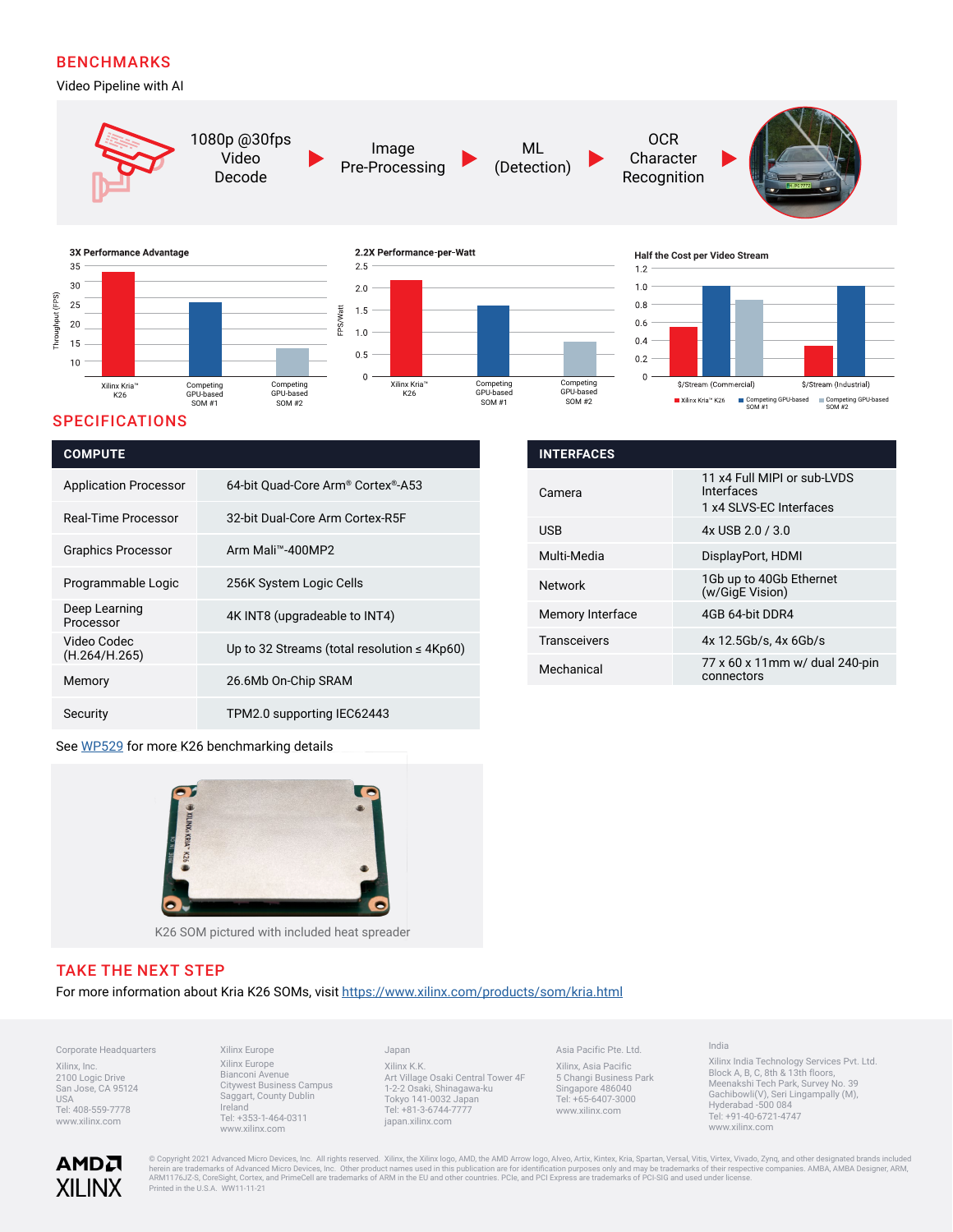## BENCHMARKS

Video Pipeline with AI

1080p @30fps Video Decode → Image Pre-Processing → ML (Detection) → OCR Character Recognition →

**3X Performance Advantage**

Throughput (FPS)

35
30
25
20
15
10

Xilinx Kria™ K26
Competing GPU-based SOM #1
Competing GPU-based SOM #2

**2.2X Performance-per-Watt**

FPS/Watt

2.5
2.0
1.5
1.0
0.5
0

Xilinx Kria™ K26
Competing GPU-based SOM #1
Competing GPU-based SOM #2

**Half the Cost per Video Stream**

1.2
1.0
0.8
0.6
0.4
0.2
0

$/Stream (Commercial)
$/Stream (Industrial)

Xilinx Kria™ K26
Competing GPU-based SOM #1
Competing GPU-based SOM #2

## SPECIFICATIONS

| COMPUTE | |
|---|---|
| Application Processor | 64-bit Quad-Core Arm® Cortex®-A53 |
| Real-Time Processor | 32-bit Dual-Core Arm Cortex-R5F |
| Graphics Processor | Arm Mali™-400MP2 |
| Programmable Logic | 256K System Logic Cells |
| Deep Learning Processor | 4K INT8 (upgradeable to INT4) |
| Video Codec (H.264/H.265) | Up to 32 Streams (total resolution ≤ 4Kp60) |
| Memory | 26.6Mb On-Chip SRAM |
| Security | TPM2.0 supporting IEC62443 |

| INTERFACES | |
|---|---|
| Camera | 11 x4 Full MIPI or sub-LVDS Interfaces<br>1 x4 SLVS-EC Interfaces |
| USB | 4x USB 2.0 / 3.0 |
| Multi-Media | DisplayPort, HDMI |
| Network | 1Gb up to 40Gb Ethernet (w/GigE Vision) |
| Memory Interface | 4GB 64-bit DDR4 |
| Transceivers | 4x 12.5Gb/s, 4x 6Gb/s |
| Mechanical | 77 x 60 x 11mm w/ dual 240-pin connectors |

See WP529 for more K26 benchmarking details

K26 SOM pictured with included heat spreader

## TAKE THE NEXT STEP

For more information about Kria K26 SOMs, visit https://www.xilinx.com/products/som/kria.html

Corporate Headquarters
Xilinx, Inc.
2100 Logic Drive
San Jose, CA 95124
USA
Tel: 408-559-7778
www.xilinx.com

Xilinx Europe
Xilinx Europe
Bianconi Avenue
Citywest Business Campus
Saggart, County Dublin
Ireland
Tel: +353-1-464-0311
www.xilinx.com

Japan
Xilinx K.K.
Art Village Osaki Central Tower 4F
1-2-2 Osaki, Shinagawa-ku
Tokyo 141-0032 Japan
Tel: +81-3-6744-7777
japan.xilinx.com

Asia Pacific Pte. Ltd.
Xilinx, Asia Pacific
5 Changi Business Park
Singapore 486040
Tel: +65-6407-3000
www.xilinx.com

India
Xilinx India Technology Services Pvt. Ltd.
Block A, B, C, 8th & 13th floors,
Meenakshi Tech Park, Survey No. 39
Gachibowli(V), Seri Lingampally (M),
Hyderabad -500 084
Tel: +91-40-6721-4747
www.xilinx.com

AMD XILINX

© Copyright 2021 Advanced Micro Devices, Inc. All rights reserved. Xilinx, the Xilinx logo, AMD, the AMD Arrow logo, Alveo, Artix, Kintex, Kria, Spartan, Versal, Vitis, Virtex, Vivado, Zynq, and other designated brands included herein are trademarks of Advanced Micro Devices, Inc. Other product names used in this publication are for identification purposes only and may be trademarks of their respective companies. AMBA, AMBA Designer, ARM, ARM1176JZ-S, CoreSight, Cortex, and PrimeCell are trademarks of ARM in the EU and other countries. PCIe, and PCI Express are trademarks of PCI-SIG and used under license.
Printed in the U.S.A. WW11-11-21